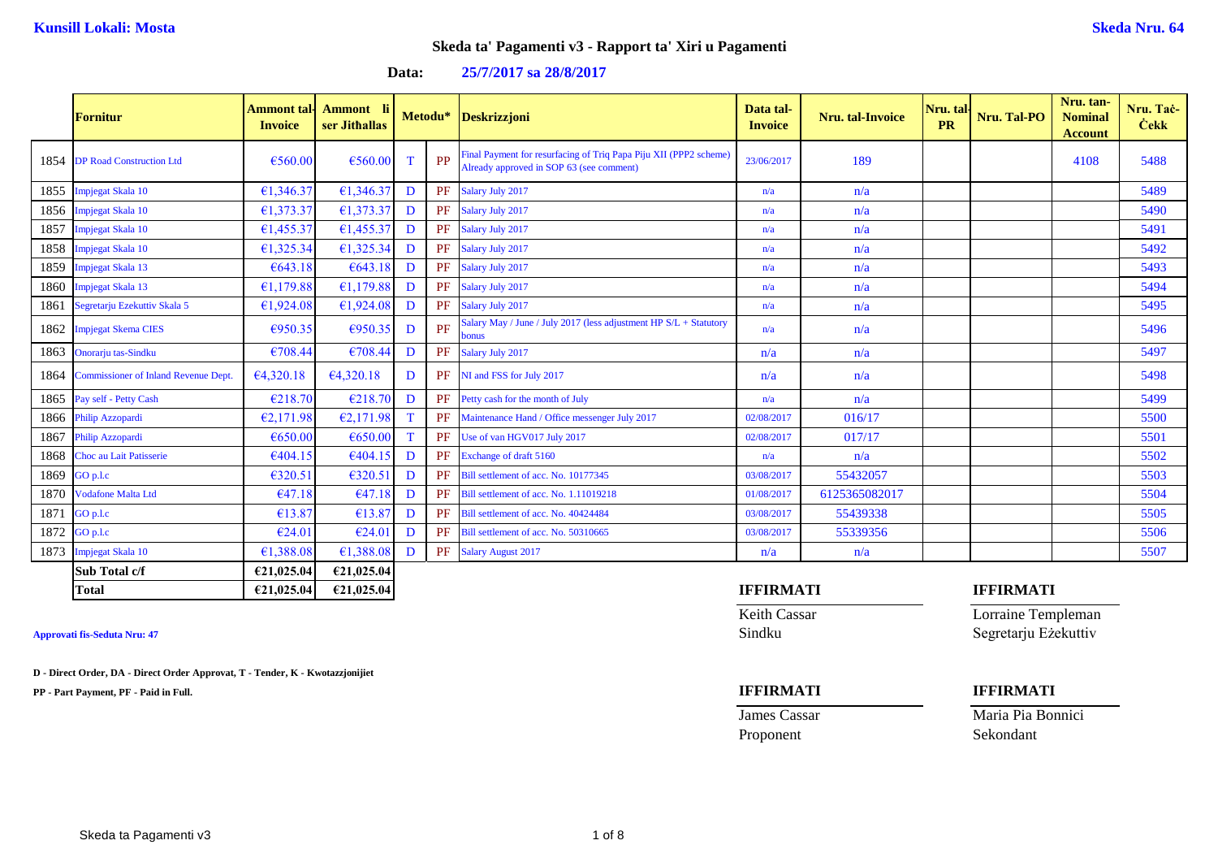**Kunsill Lokali: Mosta** | **Skeda Nru. 64**

# Skeda ta' Pagamenti v3 - Rapport ta' Xiri u Pagamenti

**Data: 25/7/2017 sa 28/8/2017**

| | Fornitur | Ammont tal-Invoice | Ammont li ser Jitħallas | Metodu* | | Deskrizzjoni | Data tal-Invoice | Nru. tal-Invoice | Nru. tal-PR | Nru. Tal-PO | Nru. tan-Nominal Account | Nru. Taċ-Ċekk |
|---|---|---|---|---|---|---|---|---|---|---|---|---|
| 1854 | DP Road Construction Ltd | €560.00 | €560.00 | T | PP | Final Payment for resurfacing of Triq Papa Piju XII (PPP2 scheme) Already approved in SOP 63 (see comment) | 23/06/2017 | 189 | | | 4108 | 5488 |
| 1855 | Impjegat Skala 10 | €1,346.37 | €1,346.37 | D | PF | Salary July 2017 | n/a | n/a | | | | 5489 |
| 1856 | Impjegat Skala 10 | €1,373.37 | €1,373.37 | D | PF | Salary July 2017 | n/a | n/a | | | | 5490 |
| 1857 | Impjegat Skala 10 | €1,455.37 | €1,455.37 | D | PF | Salary July 2017 | n/a | n/a | | | | 5491 |
| 1858 | Impjegat Skala 10 | €1,325.34 | €1,325.34 | D | PF | Salary July 2017 | n/a | n/a | | | | 5492 |
| 1859 | Impjegat Skala 13 | €643.18 | €643.18 | D | PF | Salary July 2017 | n/a | n/a | | | | 5493 |
| 1860 | Impjegat Skala 13 | €1,179.88 | €1,179.88 | D | PF | Salary July 2017 | n/a | n/a | | | | 5494 |
| 1861 | Segretarju Ezekuttiv Skala 5 | €1,924.08 | €1,924.08 | D | PF | Salary July 2017 | n/a | n/a | | | | 5495 |
| 1862 | Impjegat Skema CIES | €950.35 | €950.35 | D | PF | Salary May / June / July 2017 (less adjustment HP S/L + Statutory bonus | n/a | n/a | | | | 5496 |
| 1863 | Onorarju tas-Sindku | €708.44 | €708.44 | D | PF | Salary July 2017 | n/a | n/a | | | | 5497 |
| 1864 | Commissioner of Inland Revenue Dept. | €4,320.18 | €4,320.18 | D | PF | NI and FSS for July 2017 | n/a | n/a | | | | 5498 |
| 1865 | Pay self - Petty Cash | €218.70 | €218.70 | D | PF | Petty cash for the month of July | n/a | n/a | | | | 5499 |
| 1866 | Philip Azzopardi | €2,171.98 | €2,171.98 | T | PF | Maintenance Hand / Office messenger July 2017 | 02/08/2017 | 016/17 | | | | 5500 |
| 1867 | Philip Azzopardi | €650.00 | €650.00 | T | PF | Use of van HGV017 July 2017 | 02/08/2017 | 017/17 | | | | 5501 |
| 1868 | Choc au Lait Patisserie | €404.15 | €404.15 | D | PF | Exchange of draft 5160 | n/a | n/a | | | | 5502 |
| 1869 | GO p.l.c | €320.51 | €320.51 | D | PF | Bill settlement of acc. No. 10177345 | 03/08/2017 | 55432057 | | | | 5503 |
| 1870 | Vodafone Malta Ltd | €47.18 | €47.18 | D | PF | Bill settlement of acc. No. 1.11019218 | 01/08/2017 | 6125365082017 | | | | 5504 |
| 1871 | GO p.l.c | €13.87 | €13.87 | D | PF | Bill settlement of acc. No. 40424484 | 03/08/2017 | 55439338 | | | | 5505 |
| 1872 | GO p.l.c | €24.01 | €24.01 | D | PF | Bill settlement of acc. No. 50310665 | 03/08/2017 | 55339356 | | | | 5506 |
| 1873 | Impjegat Skala 10 | €1,388.08 | €1,388.08 | D | PF | Salary August 2017 | n/a | n/a | | | | 5507 |
| | **Sub Total c/f** | **€21,025.04** | **€21,025.04** | | | | | | | | | |
| | **Total** | **€21,025.04** | **€21,025.04** | | | | | | | | | |

**Approvati fis-Seduta Nru: 47**

**D - Direct Order, DA - Direct Order Approvat, T - Tender, K - Kwotazzjonijiet**

**PP - Part Payment, PF - Paid in Full.**

**IFFIRMATI**
Keith Cassar
Sindku

**IFFIRMATI**
Lorraine Templeman
Segretarju Eżekuttiv

**IFFIRMATI**
James Cassar
Proponent

**IFFIRMATI**
Maria Pia Bonnici
Sekondant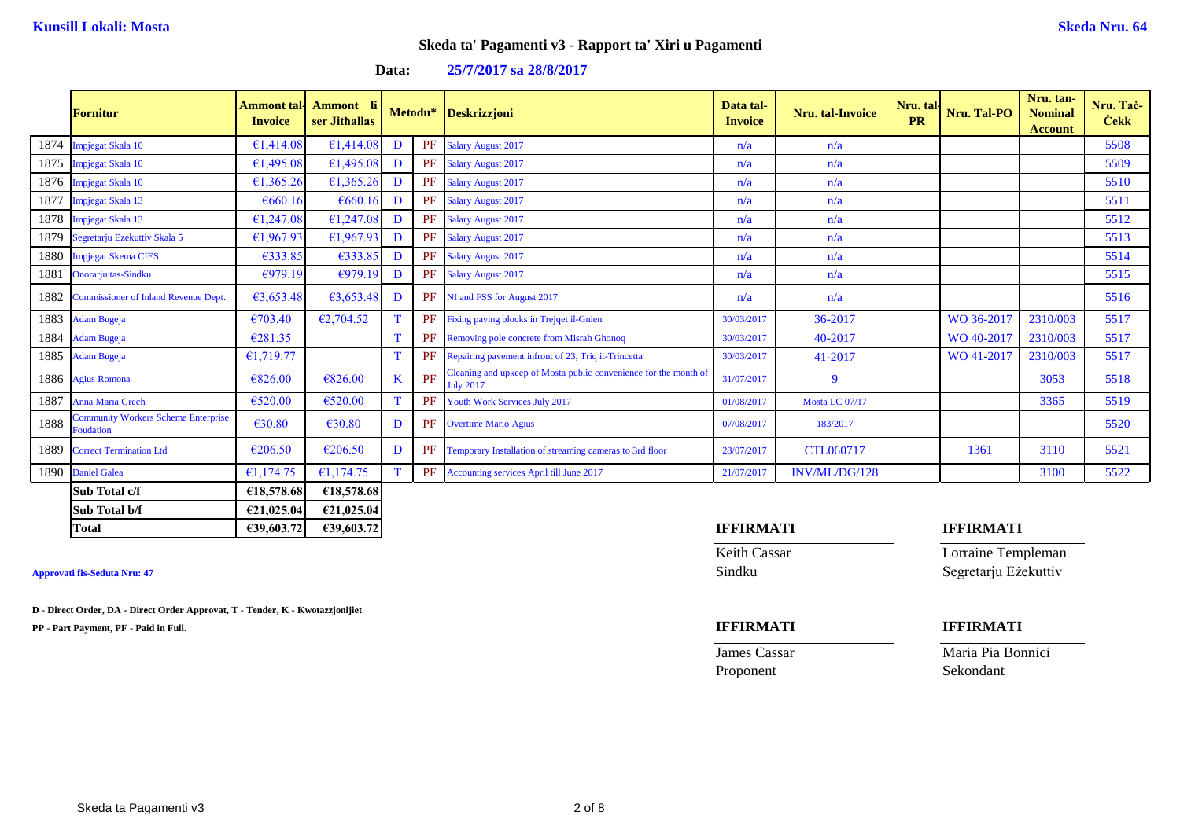**Kunsill Lokali: Mosta** | **Skeda Nru. 64**

## Skeda ta' Pagamenti v3 - Rapport ta' Xiri u Pagamenti

**Data:** **25/7/2017 sa 28/8/2017**

| | Fornitur | Ammont tal-Invoice | Ammont li ser Jitħallas | Metodu* | | Deskrizzjoni | Data tal-Invoice | Nru. tal-Invoice | Nru. tal-PR | Nru. Tal-PO | Nru. tan-Nominal Account | Nru. Taċ-Ċekk |
|---|---|---|---|---|---|---|---|---|---|---|---|---|
| 1874 | Impjegat Skala 10 | €1,414.08 | €1,414.08 | D | PF | Salary August 2017 | n/a | n/a | | | | 5508 |
| 1875 | Impjegat Skala 10 | €1,495.08 | €1,495.08 | D | PF | Salary August 2017 | n/a | n/a | | | | 5509 |
| 1876 | Impjegat Skala 10 | €1,365.26 | €1,365.26 | D | PF | Salary August 2017 | n/a | n/a | | | | 5510 |
| 1877 | Impjegat Skala 13 | €660.16 | €660.16 | D | PF | Salary August 2017 | n/a | n/a | | | | 5511 |
| 1878 | Impjegat Skala 13 | €1,247.08 | €1,247.08 | D | PF | Salary August 2017 | n/a | n/a | | | | 5512 |
| 1879 | Segretarju Ezekuttiv Skala 5 | €1,967.93 | €1,967.93 | D | PF | Salary August 2017 | n/a | n/a | | | | 5513 |
| 1880 | Impjegat Skema CIES | €333.85 | €333.85 | D | PF | Salary August 2017 | n/a | n/a | | | | 5514 |
| 1881 | Onorarju tas-Sindku | €979.19 | €979.19 | D | PF | Salary August 2017 | n/a | n/a | | | | 5515 |
| 1882 | Commissioner of Inland Revenue Dept. | €3,653.48 | €3,653.48 | D | PF | NI and FSS for August 2017 | n/a | n/a | | | | 5516 |
| 1883 | Adam Bugeja | €703.40 | €2,704.52 | T | PF | Fixing paving blocks in Trejqet il-Gnien | 30/03/2017 | 36-2017 | | WO 36-2017 | 2310/003 | 5517 |
| 1884 | Adam Bugeja | €281.35 | | T | PF | Removing pole concrete from Misrah Ghonoq | 30/03/2017 | 40-2017 | | WO 40-2017 | 2310/003 | 5517 |
| 1885 | Adam Bugeja | €1,719.77 | | T | PF | Repairing pavement infront of 23, Triq it-Trincetta | 30/03/2017 | 41-2017 | | WO 41-2017 | 2310/003 | 5517 |
| 1886 | Agius Romona | €826.00 | €826.00 | K | PF | Cleaning and upkeep of Mosta public convenience for the month of July 2017 | 31/07/2017 | 9 | | | 3053 | 5518 |
| 1887 | Anna Maria Grech | €520.00 | €520.00 | T | PF | Youth Work Services July 2017 | 01/08/2017 | Mosta LC 07/17 | | | 3365 | 5519 |
| 1888 | Community Workers Scheme Enterprise Foudation | €30.80 | €30.80 | D | PF | Overtime Mario Agius | 07/08/2017 | 183/2017 | | | | 5520 |
| 1889 | Correct Termination Ltd | €206.50 | €206.50 | D | PF | Temporary Installation of streaming cameras to 3rd floor | 28/07/2017 | CTL060717 | | 1361 | 3110 | 5521 |
| 1890 | Daniel Galea | €1,174.75 | €1,174.75 | T | PF | Accounting services April till June 2017 | 21/07/2017 | INV/ML/DG/128 | | | 3100 | 5522 |
| | **Sub Total c/f** | **€18,578.68** | **€18,578.68** | | | | | | | | | |
| | **Sub Total b/f** | **€21,025.04** | **€21,025.04** | | | | | | | | | |
| | **Total** | **€39,603.72** | **€39,603.72** | | | | | | | | | |

**Approvati fis-Seduta Nru: 47**

**D - Direct Order, DA - Direct Order Approvat, T - Tender, K - Kwotazzjonijiet**

**PP - Part Payment, PF - Paid in Full.**

| **IFFIRMATI** | **IFFIRMATI** |
|---|---|
| Keith Cassar | Lorraine Templeman |
| Sindku | Segretarju Eżekuttiv |

| **IFFIRMATI** | **IFFIRMATI** |
|---|---|
| James Cassar | Maria Pia Bonnici |
| Proponent | Sekondant |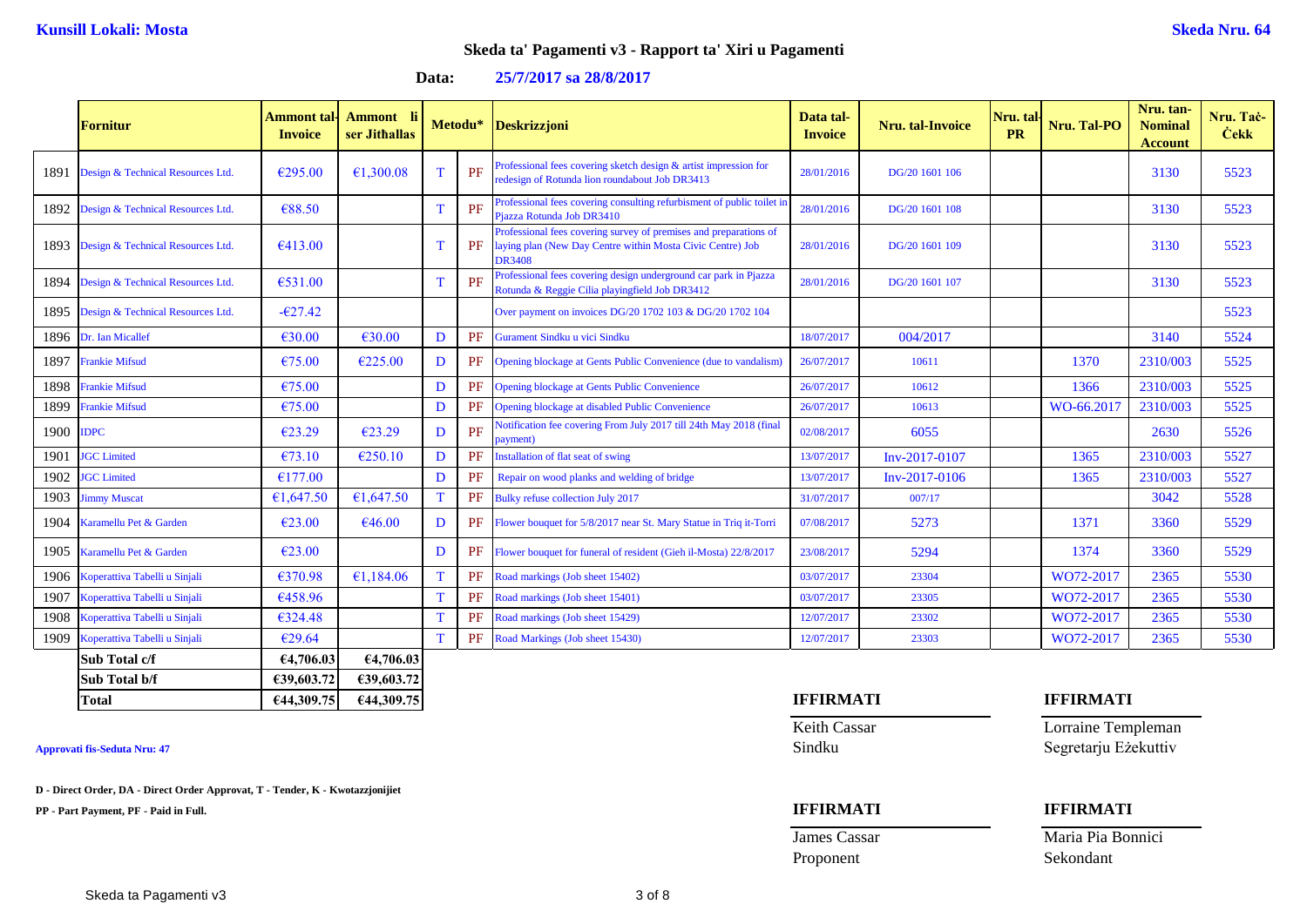**Kunsill Lokali: Mosta** | **Skeda Nru. 64**

## Skeda ta' Pagamenti v3 - Rapport ta' Xiri u Pagamenti

**Data: 25/7/2017 sa 28/8/2017**

| | Fornitur | Ammont tal-Invoice | Ammont li ser Jitħallas | Metodu* | | Deskrizzjoni | Data tal-Invoice | Nru. tal-Invoice | Nru. tal-PR | Nru. Tal-PO | Nru. tan-Nominal Account | Nru. Taċ-Ċekk |
|---|---|---|---|---|---|---|---|---|---|---|---|---|
| 1891 | Design & Technical Resources Ltd. | €295.00 | €1,300.08 | T | PF | Professional fees covering sketch design & artist impression for redesign of Rotunda lion roundabout Job DR3413 | 28/01/2016 | DG/20 1601 106 | | | 3130 | 5523 |
| 1892 | Design & Technical Resources Ltd. | €88.50 | | T | PF | Professional fees covering consulting refurbisment of public toilet in Pjazza Rotunda Job DR3410 | 28/01/2016 | DG/20 1601 108 | | | 3130 | 5523 |
| 1893 | Design & Technical Resources Ltd. | €413.00 | | T | PF | Professional fees covering survey of premises and preparations of laying plan (New Day Centre within Mosta Civic Centre) Job DR3408 | 28/01/2016 | DG/20 1601 109 | | | 3130 | 5523 |
| 1894 | Design & Technical Resources Ltd. | €531.00 | | T | PF | Professional fees covering design underground car park in Pjazza Rotunda & Reggie Cilia playingfield Job DR3412 | 28/01/2016 | DG/20 1601 107 | | | 3130 | 5523 |
| 1895 | Design & Technical Resources Ltd. | -€27.42 | | | | Over payment on invoices DG/20 1702 103 & DG/20 1702 104 | | | | | | 5523 |
| 1896 | Dr. Ian Micallef | €30.00 | €30.00 | D | PF | Gurament Sindku u viċi Sindku | 18/07/2017 | 004/2017 | | | 3140 | 5524 |
| 1897 | Frankie Mifsud | €75.00 | €225.00 | D | PF | Opening blockage at Gents Public Convenience (due to vandalism) | 26/07/2017 | 10611 | | 1370 | 2310/003 | 5525 |
| 1898 | Frankie Mifsud | €75.00 | | D | PF | Opening blockage at Gents Public Convenience | 26/07/2017 | 10612 | | 1366 | 2310/003 | 5525 |
| 1899 | Frankie Mifsud | €75.00 | | D | PF | Opening blockage at disabled Public Convenience | 26/07/2017 | 10613 | | WO-66.2017 | 2310/003 | 5525 |
| 1900 | IDPC | €23.29 | €23.29 | D | PF | Notification fee covering From July 2017 till 24th May 2018 (final payment) | 02/08/2017 | 6055 | | | 2630 | 5526 |
| 1901 | JGC Limited | €73.10 | €250.10 | D | PF | Installation of flat seat of swing | 13/07/2017 | Inv-2017-0107 | | 1365 | 2310/003 | 5527 |
| 1902 | JGC Limited | €177.00 | | D | PF | Repair on wood planks and welding of bridge | 13/07/2017 | Inv-2017-0106 | | 1365 | 2310/003 | 5527 |
| 1903 | Jimmy Muscat | €1,647.50 | €1,647.50 | T | PF | Bulky refuse collection July 2017 | 31/07/2017 | 007/17 | | | 3042 | 5528 |
| 1904 | Karamellu Pet & Garden | €23.00 | €46.00 | D | PF | Flower bouquet for 5/8/2017 near St. Mary Statue in Triq it-Torri | 07/08/2017 | 5273 | | 1371 | 3360 | 5529 |
| 1905 | Karamellu Pet & Garden | €23.00 | | D | PF | Flower bouquet for funeral of resident (Gieh il-Mosta) 22/8/2017 | 23/08/2017 | 5294 | | 1374 | 3360 | 5529 |
| 1906 | Koperattiva Tabelli u Sinjali | €370.98 | €1,184.06 | T | PF | Road markings (Job sheet 15402) | 03/07/2017 | 23304 | | WO72-2017 | 2365 | 5530 |
| 1907 | Koperattiva Tabelli u Sinjali | €458.96 | | T | PF | Road markings (Job sheet 15401) | 03/07/2017 | 23305 | | WO72-2017 | 2365 | 5530 |
| 1908 | Koperattiva Tabelli u Sinjali | €324.48 | | T | PF | Road markings (Job sheet 15429) | 12/07/2017 | 23302 | | WO72-2017 | 2365 | 5530 |
| 1909 | Koperattiva Tabelli u Sinjali | €29.64 | | T | PF | Road Markings (Job sheet 15430) | 12/07/2017 | 23303 | | WO72-2017 | 2365 | 5530 |
| | **Sub Total c/f** | **€4,706.03** | **€4,706.03** | | | | | | | | | |
| | **Sub Total b/f** | **€39,603.72** | **€39,603.72** | | | | | | | | | |
| | **Total** | **€44,309.75** | **€44,309.75** | | | | | | | | | |

**Approvati fis-Seduta Nru: 47**

**D - Direct Order, DA - Direct Order Approvat, T - Tender, K - Kwotazzjonijiet**

**PP - Part Payment, PF - Paid in Full.**

**IFFIRMATI**
Keith Cassar
Sindku

**IFFIRMATI**
Lorraine Templeman
Segretarju Eżekuttiv

**IFFIRMATI**
James Cassar
Proponent

**IFFIRMATI**
Maria Pia Bonnici
Sekondant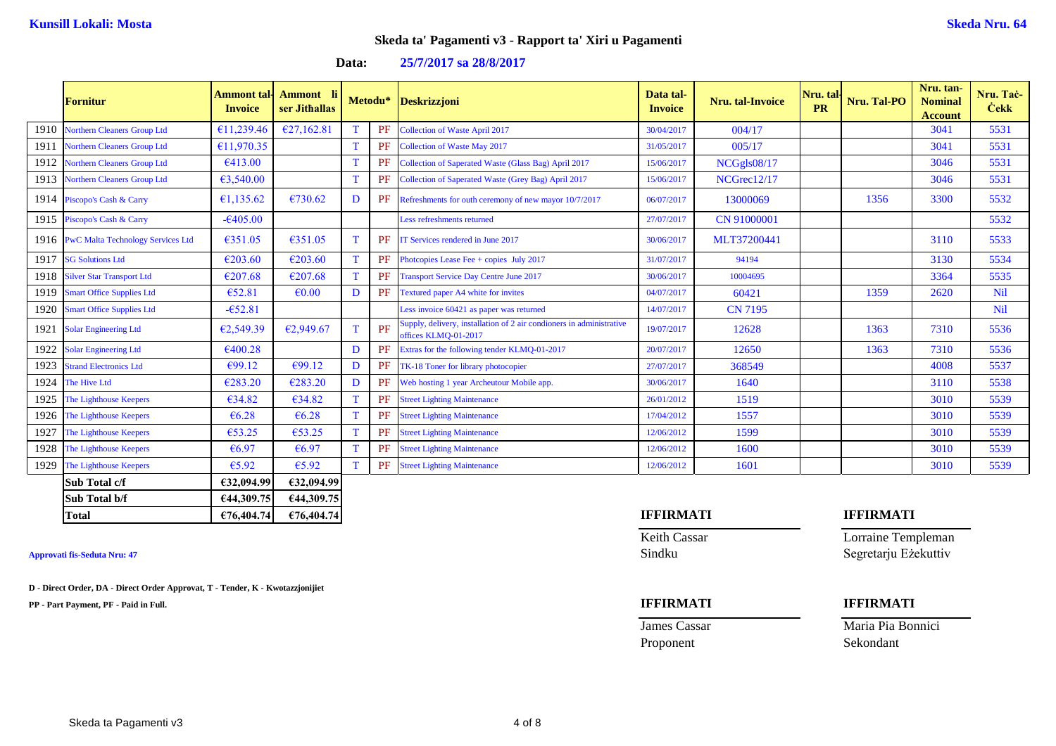**Kunsill Lokali: Mosta** **Skeda Nru. 64**

## Skeda ta' Pagamenti v3 - Rapport ta' Xiri u Pagamenti

**Data: 25/7/2017 sa 28/8/2017**

| | Fornitur | Ammont tal-Invoice | Ammont li ser Jitħallas | Metodu* | | Deskrizzjoni | Data tal-Invoice | Nru. tal-Invoice | Nru. tal-PR | Nru. Tal-PO | Nru. tan-Nominal Account | Nru. Taċ-Ċekk |
|---|---|---|---|---|---|---|---|---|---|---|---|---|
| 1910 | Northern Cleaners Group Ltd | €11,239.46 | €27,162.81 | T | PF | Collection of Waste April 2017 | 30/04/2017 | 004/17 | | | 3041 | 5531 |
| 1911 | Northern Cleaners Group Ltd | €11,970.35 | | T | PF | Collection of Waste May 2017 | 31/05/2017 | 005/17 | | | 3041 | 5531 |
| 1912 | Northern Cleaners Group Ltd | €413.00 | | T | PF | Collection of Saperated Waste (Glass Bag) April 2017 | 15/06/2017 | NCGgls08/17 | | | 3046 | 5531 |
| 1913 | Northern Cleaners Group Ltd | €3,540.00 | | T | PF | Collection of Saperated Waste (Grey Bag) April 2017 | 15/06/2017 | NCGrec12/17 | | | 3046 | 5531 |
| 1914 | Piscopo's Cash & Carry | €1,135.62 | €730.62 | D | PF | Refreshments for outh ceremony of new mayor 10/7/2017 | 06/07/2017 | 13000069 | | 1356 | 3300 | 5532 |
| 1915 | Piscopo's Cash & Carry | -€405.00 | | | | Less refreshments returned | 27/07/2017 | CN 91000001 | | | | 5532 |
| 1916 | PwC Malta Technology Services Ltd | €351.05 | €351.05 | T | PF | IT Services rendered in June 2017 | 30/06/2017 | MLT37200441 | | | 3110 | 5533 |
| 1917 | SG Solutions Ltd | €203.60 | €203.60 | T | PF | Photcopies Lease Fee + copies July 2017 | 31/07/2017 | 94194 | | | 3130 | 5534 |
| 1918 | Silver Star Transport Ltd | €207.68 | €207.68 | T | PF | Transport Service Day Centre June 2017 | 30/06/2017 | 10004695 | | | 3364 | 5535 |
| 1919 | Smart Office Supplies Ltd | €52.81 | €0.00 | D | PF | Textured paper A4 white for invites | 04/07/2017 | 60421 | | 1359 | 2620 | Nil |
| 1920 | Smart Office Supplies Ltd | -€52.81 | | | | Less invoice 60421 as paper was returned | 14/07/2017 | CN 7195 | | | | Nil |
| 1921 | Solar Engineering Ltd | €2,549.39 | €2,949.67 | T | PF | Supply, delivery, installation of 2 air condioners in administrative offices KLMQ-01-2017 | 19/07/2017 | 12628 | | 1363 | 7310 | 5536 |
| 1922 | Solar Engineering Ltd | €400.28 | | D | PF | Extras for the following tender KLMQ-01-2017 | 20/07/2017 | 12650 | | 1363 | 7310 | 5536 |
| 1923 | Strand Electronics Ltd | €99.12 | €99.12 | D | PF | TK-18 Toner for library photocopier | 27/07/2017 | 368549 | | | 4008 | 5537 |
| 1924 | The Hive Ltd | €283.20 | €283.20 | D | PF | Web hosting 1 year Archeutour Mobile app. | 30/06/2017 | 1640 | | | 3110 | 5538 |
| 1925 | The Lighthouse Keepers | €34.82 | €34.82 | T | PF | Street Lighting Maintenance | 26/01/2012 | 1519 | | | 3010 | 5539 |
| 1926 | The Lighthouse Keepers | €6.28 | €6.28 | T | PF | Street Lighting Maintenance | 17/04/2012 | 1557 | | | 3010 | 5539 |
| 1927 | The Lighthouse Keepers | €53.25 | €53.25 | T | PF | Street Lighting Maintenance | 12/06/2012 | 1599 | | | 3010 | 5539 |
| 1928 | The Lighthouse Keepers | €6.97 | €6.97 | T | PF | Street Lighting Maintenance | 12/06/2012 | 1600 | | | 3010 | 5539 |
| 1929 | The Lighthouse Keepers | €5.92 | €5.92 | T | PF | Street Lighting Maintenance | 12/06/2012 | 1601 | | | 3010 | 5539 |
| | **Sub Total c/f** | **€32,094.99** | **€32,094.99** | | | | | | | | | |
| | **Sub Total b/f** | **€44,309.75** | **€44,309.75** | | | | | | | | | |
| | **Total** | **€76,404.74** | **€76,404.74** | | | | | | | | | |

**Approvati fis-Seduta Nru: 47**

**D - Direct Order, DA - Direct Order Approvat, T - Tender, K - Kwotazzjonijiet**

**PP - Part Payment, PF - Paid in Full.**

**IFFIRMATI**

Keith Cassar
Sindku

**IFFIRMATI**

Lorraine Templeman
Segretarju Eżekuttiv

**IFFIRMATI**

James Cassar
Proponent

**IFFIRMATI**

Maria Pia Bonnici
Sekondant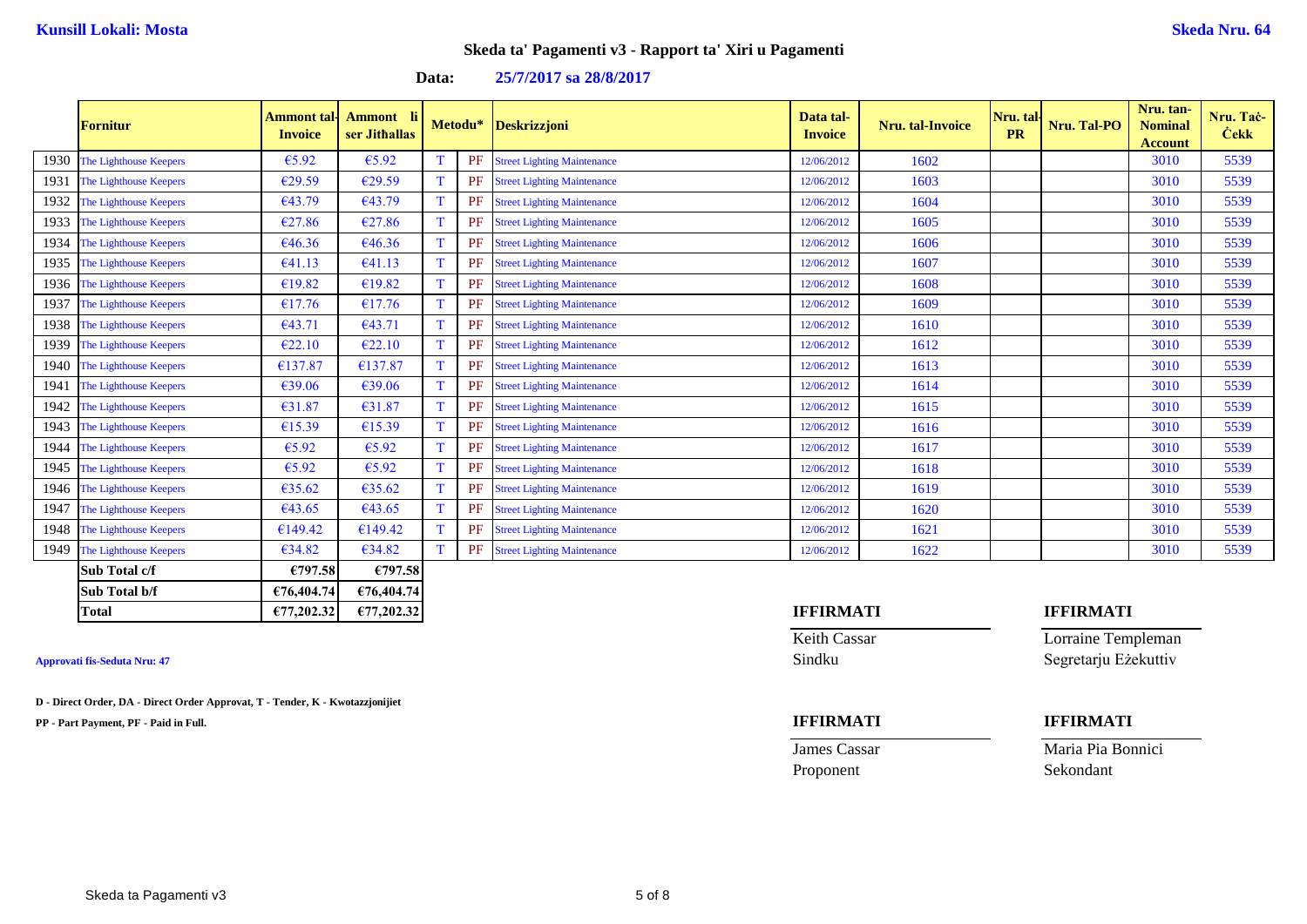**Kunsill Lokali: Mosta**

**Skeda Nru. 64**

## Skeda ta' Pagamenti v3 - Rapport ta' Xiri u Pagamenti

**Data: 25/7/2017 sa 28/8/2017**

| | Fornitur | Ammont tal-Invoice | Ammont li ser Jitħallas | Metodu* | | Deskrizzjoni | Data tal-Invoice | Nru. tal-Invoice | Nru. tal-PR | Nru. Tal-PO | Nru. tan-Nominal Account | Nru. taċ-Ċekk |
|---|---|---|---|---|---|---|---|---|---|---|---|---|
| 1930 | The Lighthouse Keepers | €5.92 | €5.92 | T | PF | Street Lighting Maintenance | 12/06/2012 | 1602 | | | 3010 | 5539 |
| 1931 | The Lighthouse Keepers | €29.59 | €29.59 | T | PF | Street Lighting Maintenance | 12/06/2012 | 1603 | | | 3010 | 5539 |
| 1932 | The Lighthouse Keepers | €43.79 | €43.79 | T | PF | Street Lighting Maintenance | 12/06/2012 | 1604 | | | 3010 | 5539 |
| 1933 | The Lighthouse Keepers | €27.86 | €27.86 | T | PF | Street Lighting Maintenance | 12/06/2012 | 1605 | | | 3010 | 5539 |
| 1934 | The Lighthouse Keepers | €46.36 | €46.36 | T | PF | Street Lighting Maintenance | 12/06/2012 | 1606 | | | 3010 | 5539 |
| 1935 | The Lighthouse Keepers | €41.13 | €41.13 | T | PF | Street Lighting Maintenance | 12/06/2012 | 1607 | | | 3010 | 5539 |
| 1936 | The Lighthouse Keepers | €19.82 | €19.82 | T | PF | Street Lighting Maintenance | 12/06/2012 | 1608 | | | 3010 | 5539 |
| 1937 | The Lighthouse Keepers | €17.76 | €17.76 | T | PF | Street Lighting Maintenance | 12/06/2012 | 1609 | | | 3010 | 5539 |
| 1938 | The Lighthouse Keepers | €43.71 | €43.71 | T | PF | Street Lighting Maintenance | 12/06/2012 | 1610 | | | 3010 | 5539 |
| 1939 | The Lighthouse Keepers | €22.10 | €22.10 | T | PF | Street Lighting Maintenance | 12/06/2012 | 1612 | | | 3010 | 5539 |
| 1940 | The Lighthouse Keepers | €137.87 | €137.87 | T | PF | Street Lighting Maintenance | 12/06/2012 | 1613 | | | 3010 | 5539 |
| 1941 | The Lighthouse Keepers | €39.06 | €39.06 | T | PF | Street Lighting Maintenance | 12/06/2012 | 1614 | | | 3010 | 5539 |
| 1942 | The Lighthouse Keepers | €31.87 | €31.87 | T | PF | Street Lighting Maintenance | 12/06/2012 | 1615 | | | 3010 | 5539 |
| 1943 | The Lighthouse Keepers | €15.39 | €15.39 | T | PF | Street Lighting Maintenance | 12/06/2012 | 1616 | | | 3010 | 5539 |
| 1944 | The Lighthouse Keepers | €5.92 | €5.92 | T | PF | Street Lighting Maintenance | 12/06/2012 | 1617 | | | 3010 | 5539 |
| 1945 | The Lighthouse Keepers | €5.92 | €5.92 | T | PF | Street Lighting Maintenance | 12/06/2012 | 1618 | | | 3010 | 5539 |
| 1946 | The Lighthouse Keepers | €35.62 | €35.62 | T | PF | Street Lighting Maintenance | 12/06/2012 | 1619 | | | 3010 | 5539 |
| 1947 | The Lighthouse Keepers | €43.65 | €43.65 | T | PF | Street Lighting Maintenance | 12/06/2012 | 1620 | | | 3010 | 5539 |
| 1948 | The Lighthouse Keepers | €149.42 | €149.42 | T | PF | Street Lighting Maintenance | 12/06/2012 | 1621 | | | 3010 | 5539 |
| 1949 | The Lighthouse Keepers | €34.82 | €34.82 | T | PF | Street Lighting Maintenance | 12/06/2012 | 1622 | | | 3010 | 5539 |
| | **Sub Total c/f** | **€797.58** | **€797.58** | | | | | | | | | |
| | **Sub Total b/f** | **€76,404.74** | **€76,404.74** | | | | | | | | | |
| | **Total** | **€77,202.32** | **€77,202.32** | | | | | | | | | |

**Approvati fis-Seduta Nru: 47**

**D - Direct Order, DA - Direct Order Approvat, T - Tender, K - Kwotazzjonijiet**

**PP - Part Payment, PF - Paid in Full.**

| **IFFIRMATI** | **IFFIRMATI** |
|---|---|
| Keith Cassar | Lorraine Templeman |
| Sindku | Segretarju Eżekuttiv |

| **IFFIRMATI** | **IFFIRMATI** |
|---|---|
| James Cassar | Maria Pia Bonnici |
| Proponent | Sekondant |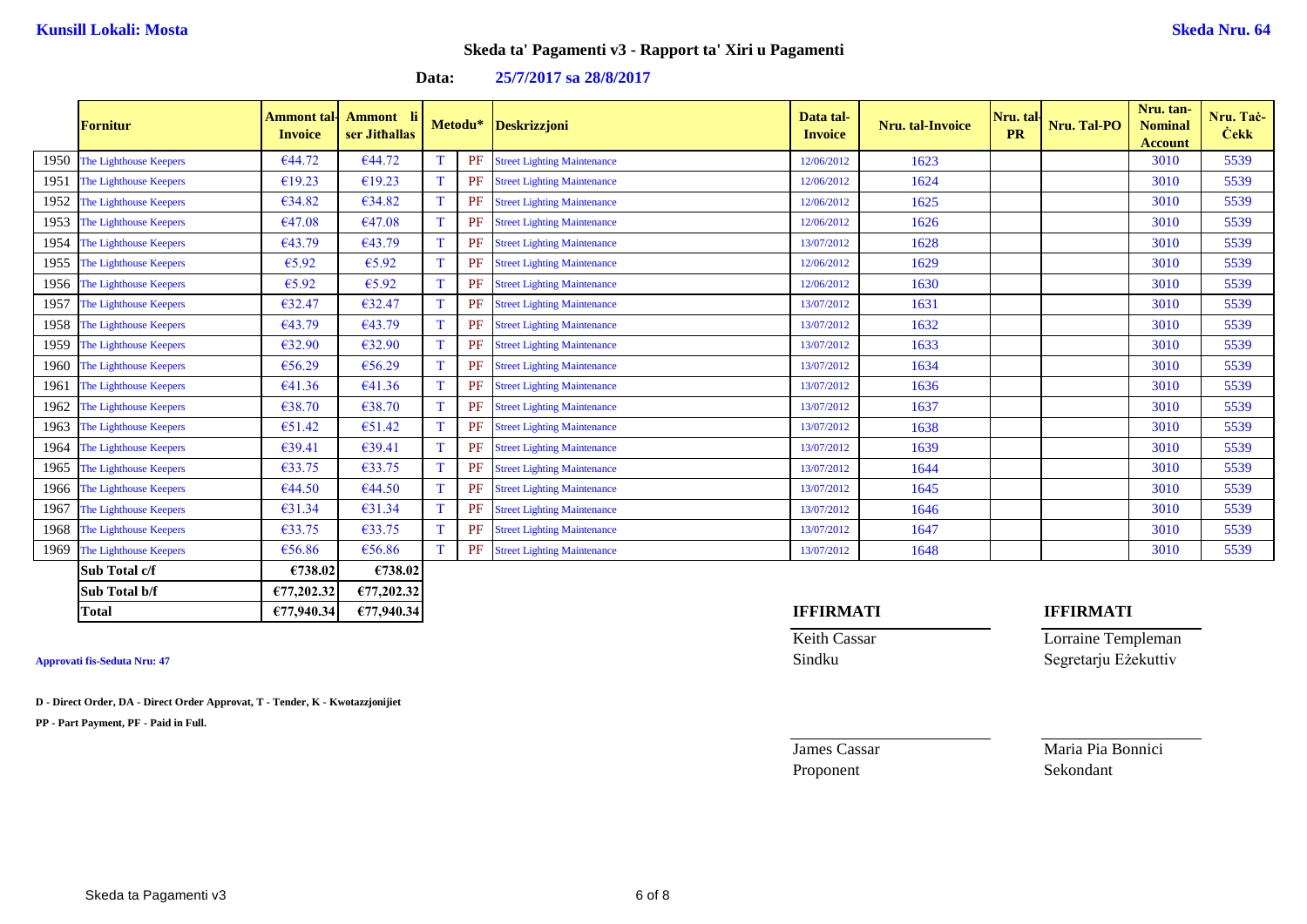**Kunsill Lokali: Mosta** **Skeda Nru. 64**

# Skeda ta' Pagamenti v3 - Rapport ta' Xiri u Pagamenti

**Data: 25/7/2017 sa 28/8/2017**

| | Fornitur | Ammont tal-Invoice | Ammont li ser Jitħallas | Metodu* | | Deskrizzjoni | Data tal-Invoice | Nru. tal-Invoice | Nru. tal-PR | Nru. Tal-PO | Nru. tan-Nominal Account | Nru. Taċ-Ċekk |
|---|---|---|---|---|---|---|---|---|---|---|---|---|
| 1950 | The Lighthouse Keepers | €44.72 | €44.72 | T | PF | Street Lighting Maintenance | 12/06/2012 | 1623 | | | 3010 | 5539 |
| 1951 | The Lighthouse Keepers | €19.23 | €19.23 | T | PF | Street Lighting Maintenance | 12/06/2012 | 1624 | | | 3010 | 5539 |
| 1952 | The Lighthouse Keepers | €34.82 | €34.82 | T | PF | Street Lighting Maintenance | 12/06/2012 | 1625 | | | 3010 | 5539 |
| 1953 | The Lighthouse Keepers | €47.08 | €47.08 | T | PF | Street Lighting Maintenance | 12/06/2012 | 1626 | | | 3010 | 5539 |
| 1954 | The Lighthouse Keepers | €43.79 | €43.79 | T | PF | Street Lighting Maintenance | 13/07/2012 | 1628 | | | 3010 | 5539 |
| 1955 | The Lighthouse Keepers | €5.92 | €5.92 | T | PF | Street Lighting Maintenance | 12/06/2012 | 1629 | | | 3010 | 5539 |
| 1956 | The Lighthouse Keepers | €5.92 | €5.92 | T | PF | Street Lighting Maintenance | 12/06/2012 | 1630 | | | 3010 | 5539 |
| 1957 | The Lighthouse Keepers | €32.47 | €32.47 | T | PF | Street Lighting Maintenance | 13/07/2012 | 1631 | | | 3010 | 5539 |
| 1958 | The Lighthouse Keepers | €43.79 | €43.79 | T | PF | Street Lighting Maintenance | 13/07/2012 | 1632 | | | 3010 | 5539 |
| 1959 | The Lighthouse Keepers | €32.90 | €32.90 | T | PF | Street Lighting Maintenance | 13/07/2012 | 1633 | | | 3010 | 5539 |
| 1960 | The Lighthouse Keepers | €56.29 | €56.29 | T | PF | Street Lighting Maintenance | 13/07/2012 | 1634 | | | 3010 | 5539 |
| 1961 | The Lighthouse Keepers | €41.36 | €41.36 | T | PF | Street Lighting Maintenance | 13/07/2012 | 1636 | | | 3010 | 5539 |
| 1962 | The Lighthouse Keepers | €38.70 | €38.70 | T | PF | Street Lighting Maintenance | 13/07/2012 | 1637 | | | 3010 | 5539 |
| 1963 | The Lighthouse Keepers | €51.42 | €51.42 | T | PF | Street Lighting Maintenance | 13/07/2012 | 1638 | | | 3010 | 5539 |
| 1964 | The Lighthouse Keepers | €39.41 | €39.41 | T | PF | Street Lighting Maintenance | 13/07/2012 | 1639 | | | 3010 | 5539 |
| 1965 | The Lighthouse Keepers | €33.75 | €33.75 | T | PF | Street Lighting Maintenance | 13/07/2012 | 1644 | | | 3010 | 5539 |
| 1966 | The Lighthouse Keepers | €44.50 | €44.50 | T | PF | Street Lighting Maintenance | 13/07/2012 | 1645 | | | 3010 | 5539 |
| 1967 | The Lighthouse Keepers | €31.34 | €31.34 | T | PF | Street Lighting Maintenance | 13/07/2012 | 1646 | | | 3010 | 5539 |
| 1968 | The Lighthouse Keepers | €33.75 | €33.75 | T | PF | Street Lighting Maintenance | 13/07/2012 | 1647 | | | 3010 | 5539 |
| 1969 | The Lighthouse Keepers | €56.86 | €56.86 | T | PF | Street Lighting Maintenance | 13/07/2012 | 1648 | | | 3010 | 5539 |
| | **Sub Total c/f** | **€738.02** | **€738.02** | | | | | | | | | |
| | **Sub Total b/f** | **€77,202.32** | **€77,202.32** | | | | | | | | | |
| | **Total** | **€77,940.34** | **€77,940.34** | | | | | | | | | |

**IFFIRMATI** **IFFIRMATI**

Keith Cassar — Sindku

Lorraine Templeman — Segretarju Eżekuttiv

**Approvati fis-Seduta Nru: 47**

**D - Direct Order, DA - Direct Order Approvat, T - Tender, K - Kwotazzjonijiet**

**PP - Part Payment, PF - Paid in Full.**

James Cassar — Proponent

Maria Pia Bonnici — Sekondant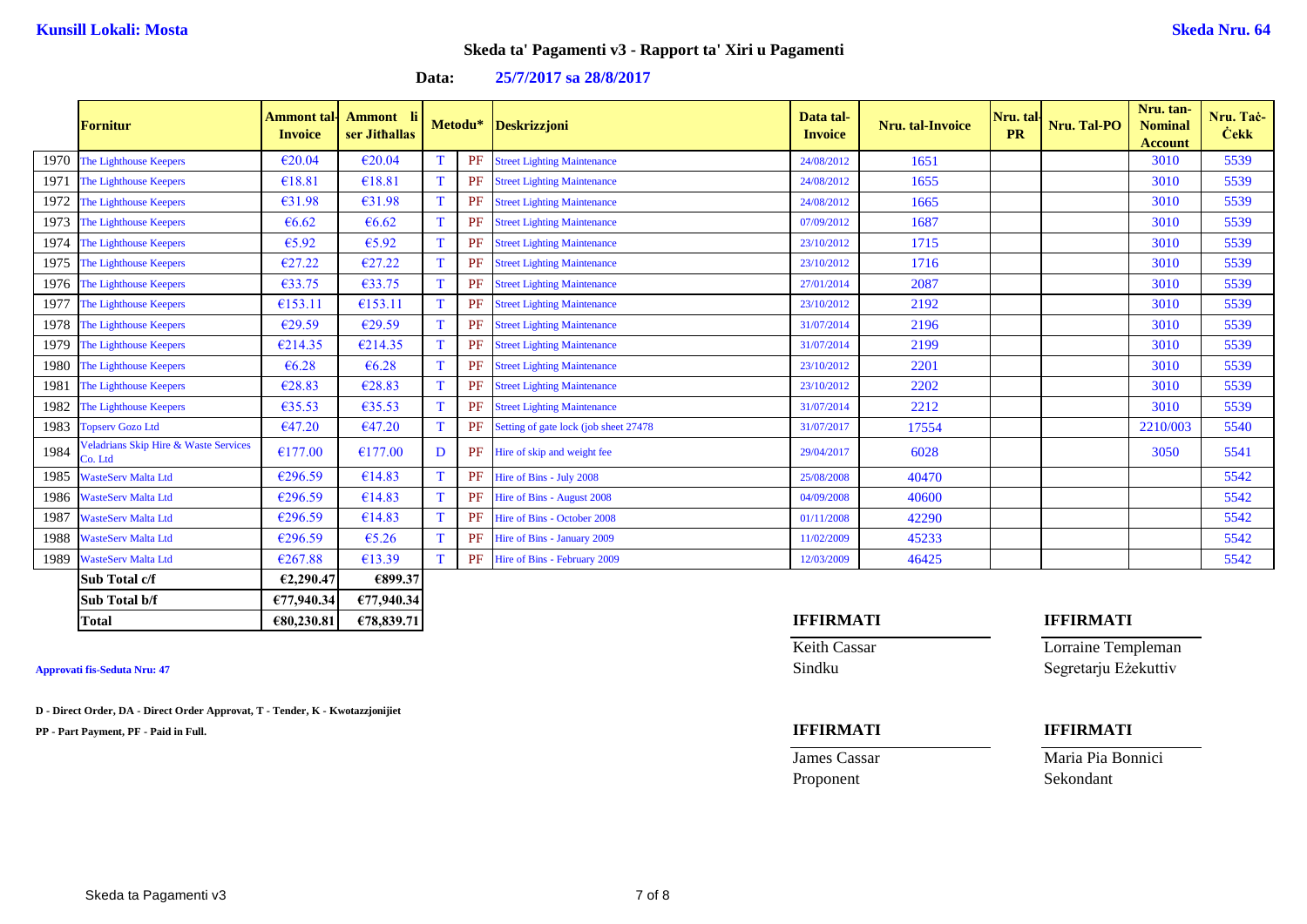**Kunsill Lokali: Mosta** **Skeda Nru. 64**

# Skeda ta' Pagamenti v3 - Rapport ta' Xiri u Pagamenti

**Data: 25/7/2017 sa 28/8/2017**

| | Fornitur | Ammont tal-Invoice | Ammont li ser Jitħallas | Metodu* | | Deskrizzjoni | Data tal-Invoice | Nru. tal-Invoice | Nru. tal-PR | Nru. Tal-PO | Nru. tan-Nominal Account | Nru. Taċ-Ċekk |
|---|---|---|---|---|---|---|---|---|---|---|---|---|
| 1970 | The Lighthouse Keepers | €20.04 | €20.04 | T | PF | Street Lighting Maintenance | 24/08/2012 | 1651 | | | 3010 | 5539 |
| 1971 | The Lighthouse Keepers | €18.81 | €18.81 | T | PF | Street Lighting Maintenance | 24/08/2012 | 1655 | | | 3010 | 5539 |
| 1972 | The Lighthouse Keepers | €31.98 | €31.98 | T | PF | Street Lighting Maintenance | 24/08/2012 | 1665 | | | 3010 | 5539 |
| 1973 | The Lighthouse Keepers | €6.62 | €6.62 | T | PF | Street Lighting Maintenance | 07/09/2012 | 1687 | | | 3010 | 5539 |
| 1974 | The Lighthouse Keepers | €5.92 | €5.92 | T | PF | Street Lighting Maintenance | 23/10/2012 | 1715 | | | 3010 | 5539 |
| 1975 | The Lighthouse Keepers | €27.22 | €27.22 | T | PF | Street Lighting Maintenance | 23/10/2012 | 1716 | | | 3010 | 5539 |
| 1976 | The Lighthouse Keepers | €33.75 | €33.75 | T | PF | Street Lighting Maintenance | 27/01/2014 | 2087 | | | 3010 | 5539 |
| 1977 | The Lighthouse Keepers | €153.11 | €153.11 | T | PF | Street Lighting Maintenance | 23/10/2012 | 2192 | | | 3010 | 5539 |
| 1978 | The Lighthouse Keepers | €29.59 | €29.59 | T | PF | Street Lighting Maintenance | 31/07/2014 | 2196 | | | 3010 | 5539 |
| 1979 | The Lighthouse Keepers | €214.35 | €214.35 | T | PF | Street Lighting Maintenance | 31/07/2014 | 2199 | | | 3010 | 5539 |
| 1980 | The Lighthouse Keepers | €6.28 | €6.28 | T | PF | Street Lighting Maintenance | 23/10/2012 | 2201 | | | 3010 | 5539 |
| 1981 | The Lighthouse Keepers | €28.83 | €28.83 | T | PF | Street Lighting Maintenance | 23/10/2012 | 2202 | | | 3010 | 5539 |
| 1982 | The Lighthouse Keepers | €35.53 | €35.53 | T | PF | Street Lighting Maintenance | 31/07/2014 | 2212 | | | 3010 | 5539 |
| 1983 | Topserv Gozo Ltd | €47.20 | €47.20 | T | PF | Setting of gate lock (job sheet 27478 | 31/07/2017 | 17554 | | | 2210/003 | 5540 |
| 1984 | Veladrians Skip Hire & Waste Services Co. Ltd | €177.00 | €177.00 | D | PF | Hire of skip and weight fee | 29/04/2017 | 6028 | | | 3050 | 5541 |
| 1985 | WasteServ Malta Ltd | €296.59 | €14.83 | T | PF | Hire of Bins - July 2008 | 25/08/2008 | 40470 | | | | 5542 |
| 1986 | WasteServ Malta Ltd | €296.59 | €14.83 | T | PF | Hire of Bins - August 2008 | 04/09/2008 | 40600 | | | | 5542 |
| 1987 | WasteServ Malta Ltd | €296.59 | €14.83 | T | PF | Hire of Bins - October 2008 | 01/11/2008 | 42290 | | | | 5542 |
| 1988 | WasteServ Malta Ltd | €296.59 | €5.26 | T | PF | Hire of Bins - January 2009 | 11/02/2009 | 45233 | | | | 5542 |
| 1989 | WasteServ Malta Ltd | €267.88 | €13.39 | T | PF | Hire of Bins - February 2009 | 12/03/2009 | 46425 | | | | 5542 |
| | **Sub Total c/f** | **€2,290.47** | **€899.37** | | | | | | | | | |
| | **Sub Total b/f** | **€77,940.34** | **€77,940.34** | | | | | | | | | |
| | **Total** | **€80,230.81** | **€78,839.71** | | | | | | | | | |

**Approvati fis-Seduta Nru: 47**

**D - Direct Order, DA - Direct Order Approvat, T - Tender, K - Kwotazzjonijiet**

**PP - Part Payment, PF - Paid in Full.**

**IFFIRMATI**

Keith Cassar
Sindku

**IFFIRMATI**

Lorraine Templeman
Segretarju Eżekuttiv

**IFFIRMATI**

James Cassar
Proponent

**IFFIRMATI**

Maria Pia Bonnici
Sekondant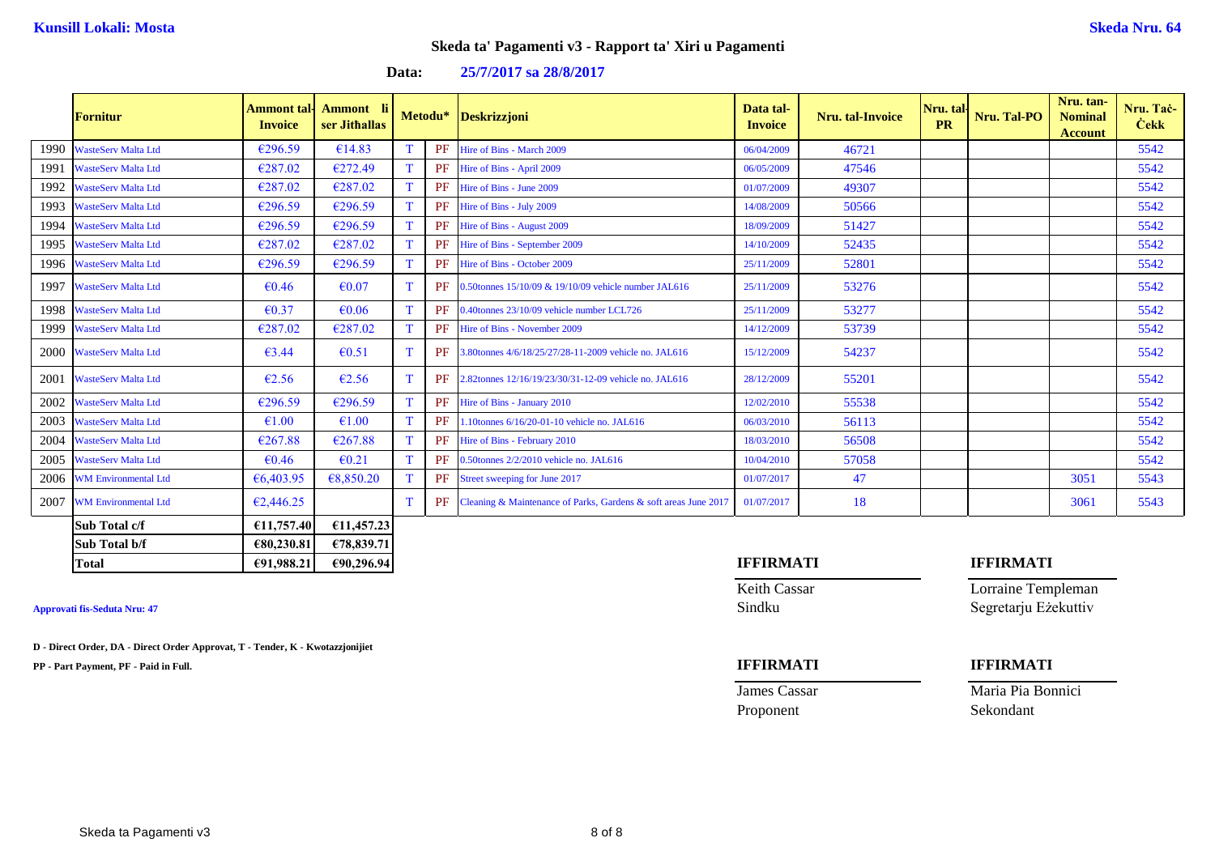**Kunsill Lokali: Mosta**

**Skeda Nru. 64**

## Skeda ta' Pagamenti v3 - Rapport ta' Xiri u Pagamenti

**Data: 25/7/2017 sa 28/8/2017**

| | Fornitur | Ammont tal-Invoice | Ammont li ser Jitħallas | Metodu* | | Deskrizzjoni | Data tal-Invoice | Nru. tal-Invoice | Nru. tal-PR | Nru. Tal-PO | Nru. tan-Nominal Account | Nru. Taċ-Ċekk |
|---|---|---|---|---|---|---|---|---|---|---|---|---|
| 1990 | WasteServ Malta Ltd | €296.59 | €14.83 | T | PF | Hire of Bins - March 2009 | 06/04/2009 | 46721 | | | | 5542 |
| 1991 | WasteServ Malta Ltd | €287.02 | €272.49 | T | PF | Hire of Bins - April 2009 | 06/05/2009 | 47546 | | | | 5542 |
| 1992 | WasteServ Malta Ltd | €287.02 | €287.02 | T | PF | Hire of Bins - June 2009 | 01/07/2009 | 49307 | | | | 5542 |
| 1993 | WasteServ Malta Ltd | €296.59 | €296.59 | T | PF | Hire of Bins - July 2009 | 14/08/2009 | 50566 | | | | 5542 |
| 1994 | WasteServ Malta Ltd | €296.59 | €296.59 | T | PF | Hire of Bins - August 2009 | 18/09/2009 | 51427 | | | | 5542 |
| 1995 | WasteServ Malta Ltd | €287.02 | €287.02 | T | PF | Hire of Bins - September 2009 | 14/10/2009 | 52435 | | | | 5542 |
| 1996 | WasteServ Malta Ltd | €296.59 | €296.59 | T | PF | Hire of Bins - October 2009 | 25/11/2009 | 52801 | | | | 5542 |
| 1997 | WasteServ Malta Ltd | €0.46 | €0.07 | T | PF | 0.50tonnes 15/10/09 & 19/10/09 vehicle number JAL616 | 25/11/2009 | 53276 | | | | 5542 |
| 1998 | WasteServ Malta Ltd | €0.37 | €0.06 | T | PF | 0.40tonnes 23/10/09 vehicle number LCL726 | 25/11/2009 | 53277 | | | | 5542 |
| 1999 | WasteServ Malta Ltd | €287.02 | €287.02 | T | PF | Hire of Bins - November 2009 | 14/12/2009 | 53739 | | | | 5542 |
| 2000 | WasteServ Malta Ltd | €3.44 | €0.51 | T | PF | 3.80tonnes 4/6/18/25/27/28-11-2009 vehicle no. JAL616 | 15/12/2009 | 54237 | | | | 5542 |
| 2001 | WasteServ Malta Ltd | €2.56 | €2.56 | T | PF | 2.82tonnes 12/16/19/23/30/31-12-09 vehicle no. JAL616 | 28/12/2009 | 55201 | | | | 5542 |
| 2002 | WasteServ Malta Ltd | €296.59 | €296.59 | T | PF | Hire of Bins - January 2010 | 12/02/2010 | 55538 | | | | 5542 |
| 2003 | WasteServ Malta Ltd | €1.00 | €1.00 | T | PF | 1.10tonnes 6/16/20-01-10 vehicle no. JAL616 | 06/03/2010 | 56113 | | | | 5542 |
| 2004 | WasteServ Malta Ltd | €267.88 | €267.88 | T | PF | Hire of Bins - February 2010 | 18/03/2010 | 56508 | | | | 5542 |
| 2005 | WasteServ Malta Ltd | €0.46 | €0.21 | T | PF | 0.50tonnes 2/2/2010 vehicle no. JAL616 | 10/04/2010 | 57058 | | | | 5542 |
| 2006 | WM Environmental Ltd | €6,403.95 | €8,850.20 | T | PF | Street sweeping for June 2017 | 01/07/2017 | 47 | | | 3051 | 5543 |
| 2007 | WM Environmental Ltd | €2,446.25 | | T | PF | Cleaning & Maintenance of Parks, Gardens & soft areas June 2017 | 01/07/2017 | 18 | | | 3061 | 5543 |
| | **Sub Total c/f** | **€11,757.40** | **€11,457.23** | | | | | | | | | |
| | **Sub Total b/f** | **€80,230.81** | **€78,839.71** | | | | | | | | | |
| | **Total** | **€91,988.21** | **€90,296.94** | | | | | | | | | |

**Approvati fis-Seduta Nru: 47**

**D - Direct Order, DA - Direct Order Approvat, T - Tender, K - Kwotazzjonijiet**

**PP - Part Payment, PF - Paid in Full.**

**IFFIRMATI**

Keith Cassar
Sindku

**IFFIRMATI**

Lorraine Templeman
Segretarju Eżekuttiv

**IFFIRMATI**

James Cassar
Proponent

**IFFIRMATI**

Maria Pia Bonnici
Sekondant